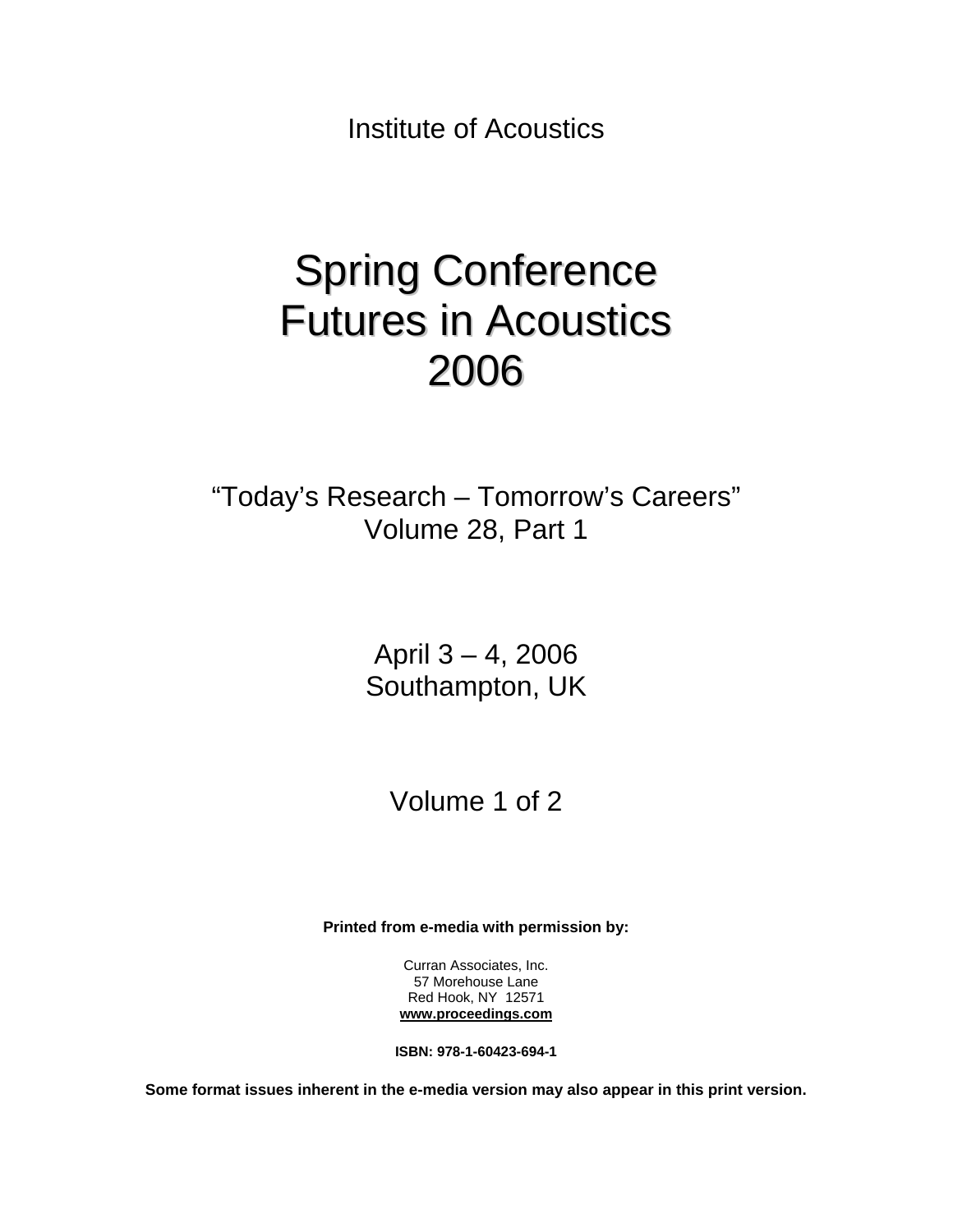Institute of Acoustics

# Spring Conference
# Futures in Acoustics
# 2006

"Today's Research – Tomorrow's Careers"
Volume 28, Part 1

April 3 – 4, 2006
Southampton, UK

Volume 1 of 2

**Printed from e-media with permission by:**

Curran Associates, Inc.
57 Morehouse Lane
Red Hook, NY 12571
**www.proceedings.com**

**ISBN: 978-1-60423-694-1**

**Some format issues inherent in the e-media version may also appear in this print version.**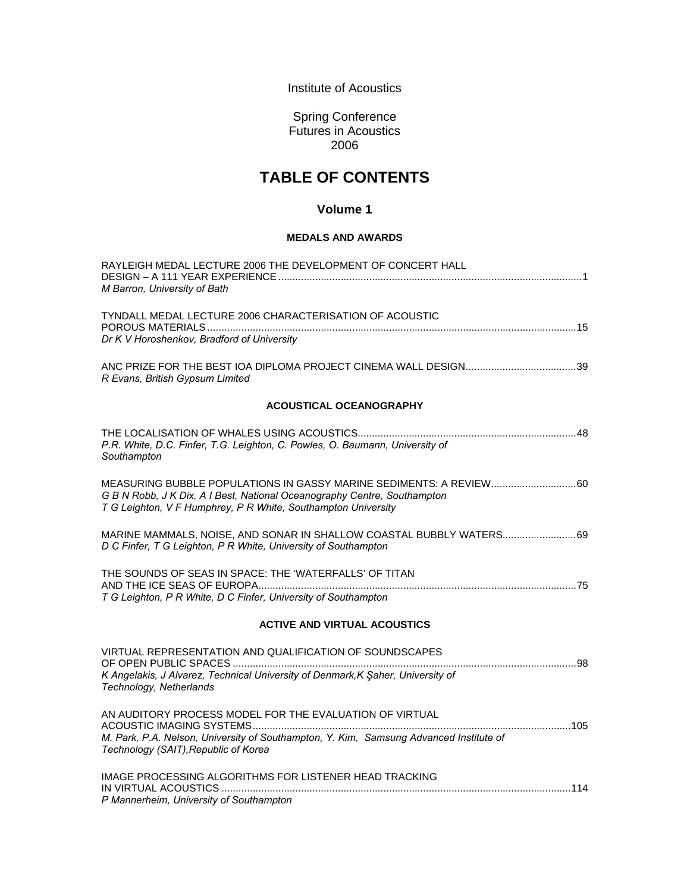Institute of Acoustics

Spring Conference
Futures in Acoustics
2006

# TABLE OF CONTENTS

## Volume 1

### MEDALS AND AWARDS

RAYLEIGH MEDAL LECTURE 2006 THE DEVELOPMENT OF CONCERT HALL DESIGN – A 111 YEAR EXPERIENCE ....... 1
*M Barron, University of Bath*

TYNDALL MEDAL LECTURE 2006 CHARACTERISATION OF ACOUSTIC POROUS MATERIALS ....... 15
*Dr K V Horoshenkov, Bradford of University*

ANC PRIZE FOR THE BEST IOA DIPLOMA PROJECT CINEMA WALL DESIGN ....... 39
*R Evans, British Gypsum Limited*

### ACOUSTICAL OCEANOGRAPHY

THE LOCALISATION OF WHALES USING ACOUSTICS ....... 48
*P.R. White, D.C. Finfer, T.G. Leighton, C. Powles, O. Baumann, University of Southampton*

MEASURING BUBBLE POPULATIONS IN GASSY MARINE SEDIMENTS: A REVIEW ....... 60
*G B N Robb, J K Dix, A I Best, National Oceanography Centre, Southampton*
*T G Leighton, V F Humphrey, P R White, Southampton University*

MARINE MAMMALS, NOISE, AND SONAR IN SHALLOW COASTAL BUBBLY WATERS ....... 69
*D C Finfer, T G Leighton, P R White, University of Southampton*

THE SOUNDS OF SEAS IN SPACE: THE 'WATERFALLS' OF TITAN AND THE ICE SEAS OF EUROPA ....... 75
*T G Leighton, P R White, D C Finfer, University of Southampton*

### ACTIVE AND VIRTUAL ACOUSTICS

VIRTUAL REPRESENTATION AND QUALIFICATION OF SOUNDSCAPES OF OPEN PUBLIC SPACES ....... 98
*K Angelakis, J Alvarez, Technical University of Denmark,K Şaher, University of Technology, Netherlands*

AN AUDITORY PROCESS MODEL FOR THE EVALUATION OF VIRTUAL ACOUSTIC IMAGING SYSTEMS ....... 105
*M. Park, P.A. Nelson, University of Southampton, Y. Kim, Samsung Advanced Institute of Technology (SAIT),Republic of Korea*

IMAGE PROCESSING ALGORITHMS FOR LISTENER HEAD TRACKING IN VIRTUAL ACOUSTICS ....... 114
*P Mannerheim, University of Southampton*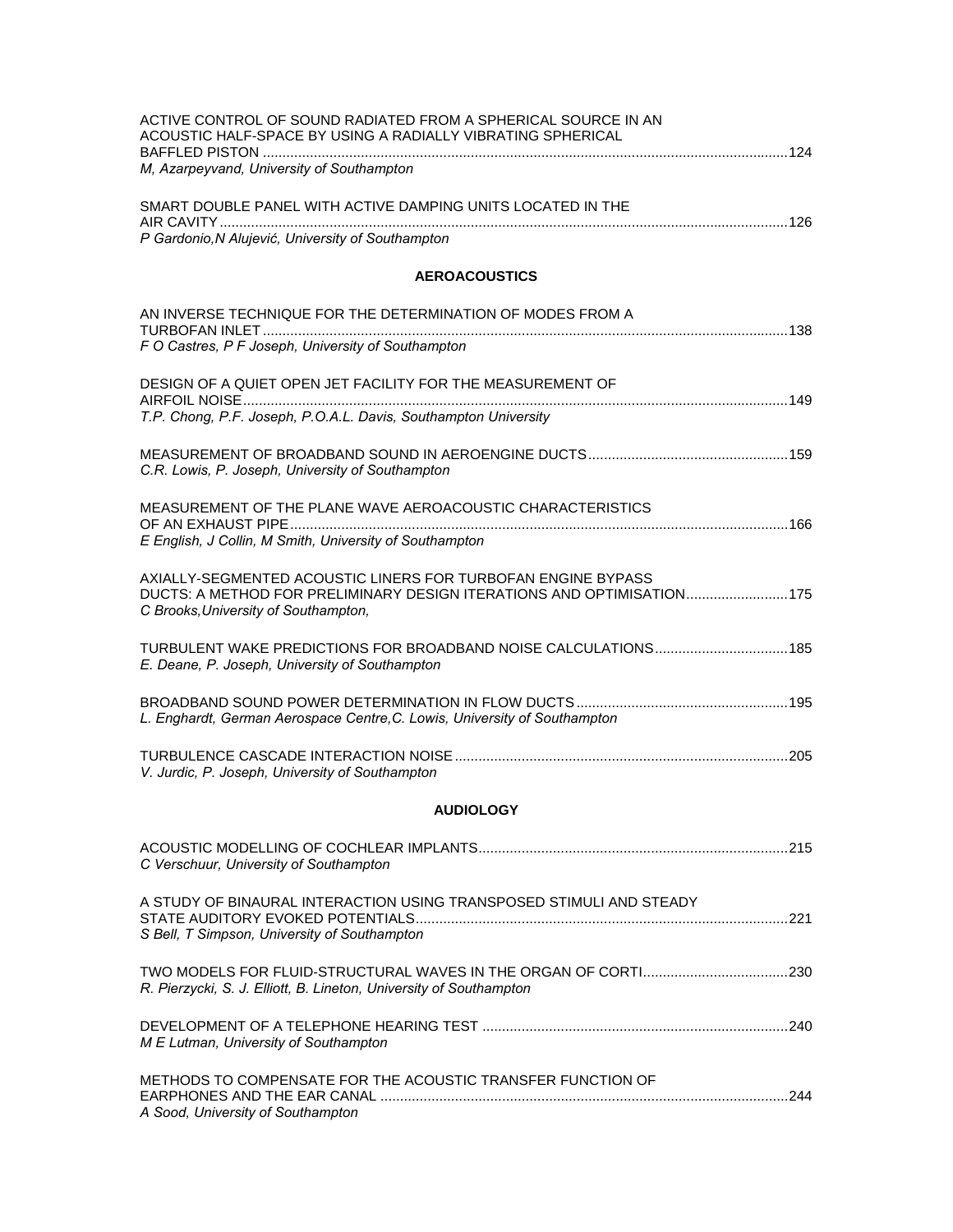ACTIVE CONTROL OF SOUND RADIATED FROM A SPHERICAL SOURCE IN AN ACOUSTIC HALF-SPACE BY USING A RADIALLY VIBRATING SPHERICAL BAFFLED PISTON ....................................................................................................................................124
*M, Azarpeyvand, University of Southampton*

SMART DOUBLE PANEL WITH ACTIVE DAMPING UNITS LOCATED IN THE AIR CAVITY................................................................................................................................................126
*P Gardonio,N Alujević, University of Southampton*

## AEROACOUSTICS

AN INVERSE TECHNIQUE FOR THE DETERMINATION OF MODES FROM A TURBOFAN INLET.....................................................................................................................................138
*F O Castres, P F Joseph, University of Southampton*

DESIGN OF A QUIET OPEN JET FACILITY FOR THE MEASUREMENT OF AIRFOIL NOISE.........................................................................................................................................149
*T.P. Chong, P.F. Joseph, P.O.A.L. Davis, Southampton University*

MEASUREMENT OF BROADBAND SOUND IN AEROENGINE DUCTS..................................................159
*C.R. Lowis, P. Joseph, University of Southampton*

MEASUREMENT OF THE PLANE WAVE AEROACOUSTIC CHARACTERISTICS OF AN EXHAUST PIPE.............................................................................................................................166
*E English, J Collin, M Smith, University of Southampton*

AXIALLY-SEGMENTED ACOUSTIC LINERS FOR TURBOFAN ENGINE BYPASS DUCTS: A METHOD FOR PRELIMINARY DESIGN ITERATIONS AND OPTIMISATION.........................175
*C Brooks,University of Southampton,*

TURBULENT WAKE PREDICTIONS FOR BROADBAND NOISE CALCULATIONS.................................185
*E. Deane, P. Joseph, University of Southampton*

BROADBAND SOUND POWER DETERMINATION IN FLOW DUCTS.....................................................195
*L. Enghardt, German Aerospace Centre,C. Lowis, University of Southampton*

TURBULENCE CASCADE INTERACTION NOISE....................................................................................205
*V. Jurdic, P. Joseph, University of Southampton*

## AUDIOLOGY

ACOUSTIC MODELLING OF COCHLEAR IMPLANTS..............................................................................215
*C Verschuur, University of Southampton*

A STUDY OF BINAURAL INTERACTION USING TRANSPOSED STIMULI AND STEADY STATE AUDITORY EVOKED POTENTIALS..............................................................................................221
*S Bell, T Simpson, University of Southampton*

TWO MODELS FOR FLUID-STRUCTURAL WAVES IN THE ORGAN OF CORTI....................................230
*R. Pierzycki, S. J. Elliott, B. Lineton, University of Southampton*

DEVELOPMENT OF A TELEPHONE HEARING TEST .............................................................................240
*M E Lutman, University of Southampton*

METHODS TO COMPENSATE FOR THE ACOUSTIC TRANSFER FUNCTION OF EARPHONES AND THE EAR CANAL .......................................................................................................244
*A Sood, University of Southampton*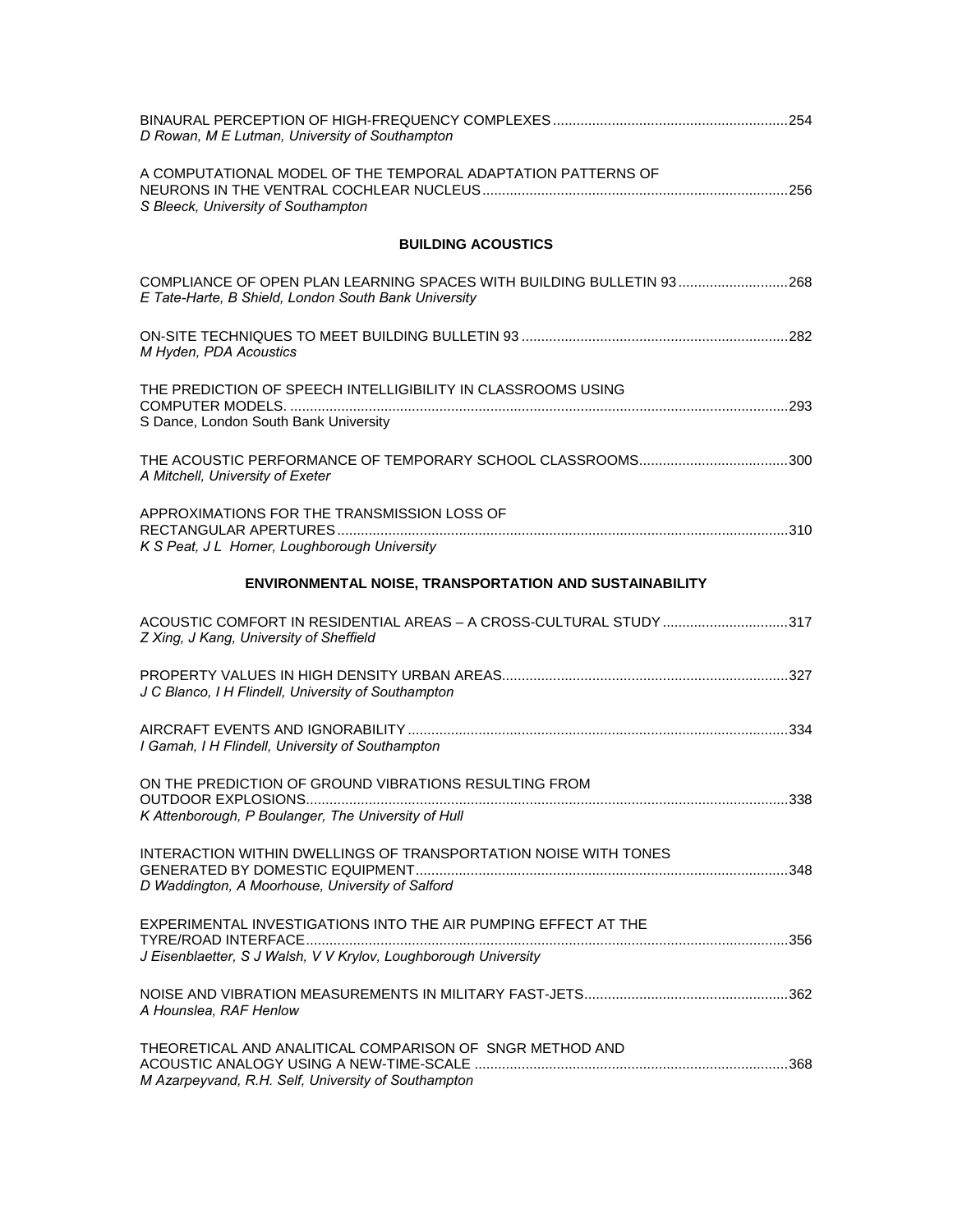BINAURAL PERCEPTION OF HIGH-FREQUENCY COMPLEXES ........................................................... 254
*D Rowan, M E Lutman, University of Southampton*

A COMPUTATIONAL MODEL OF THE TEMPORAL ADAPTATION PATTERNS OF NEURONS IN THE VENTRAL COCHLEAR NUCLEUS ........................................................... 256
*S Bleeck, University of Southampton*

## BUILDING ACOUSTICS

COMPLIANCE OF OPEN PLAN LEARNING SPACES WITH BUILDING BULLETIN 93 ........................... 268
*E Tate-Harte, B Shield, London South Bank University*

ON-SITE TECHNIQUES TO MEET BUILDING BULLETIN 93 ........................................................... 282
*M Hyden, PDA Acoustics*

THE PREDICTION OF SPEECH INTELLIGIBILITY IN CLASSROOMS USING COMPUTER MODELS. ........................................................... 293
S Dance, London South Bank University

THE ACOUSTIC PERFORMANCE OF TEMPORARY SCHOOL CLASSROOMS ..................................... 300
*A Mitchell, University of Exeter*

APPROXIMATIONS FOR THE TRANSMISSION LOSS OF RECTANGULAR APERTURES ........................................................... 310
*K S Peat, J L Horner, Loughborough University*

## ENVIRONMENTAL NOISE, TRANSPORTATION AND SUSTAINABILITY

ACOUSTIC COMFORT IN RESIDENTIAL AREAS – A CROSS-CULTURAL STUDY ............................... 317
*Z Xing, J Kang, University of Sheffield*

PROPERTY VALUES IN HIGH DENSITY URBAN AREAS ........................................................... 327
*J C Blanco, I H Flindell, University of Southampton*

AIRCRAFT EVENTS AND IGNORABILITY ........................................................... 334
*I Gamah, I H Flindell, University of Southampton*

ON THE PREDICTION OF GROUND VIBRATIONS RESULTING FROM OUTDOOR EXPLOSIONS ........................................................... 338
*K Attenborough, P Boulanger, The University of Hull*

INTERACTION WITHIN DWELLINGS OF TRANSPORTATION NOISE WITH TONES GENERATED BY DOMESTIC EQUIPMENT ........................................................... 348
*D Waddington, A Moorhouse, University of Salford*

EXPERIMENTAL INVESTIGATIONS INTO THE AIR PUMPING EFFECT AT THE TYRE/ROAD INTERFACE ........................................................... 356
*J Eisenblaetter, S J Walsh, V V Krylov, Loughborough University*

NOISE AND VIBRATION MEASUREMENTS IN MILITARY FAST-JETS ................................................... 362
*A Hounslea, RAF Henlow*

THEORETICAL AND ANALITICAL COMPARISON OF SNGR METHOD AND ACOUSTIC ANALOGY USING A NEW-TIME-SCALE ........................................................... 368
*M Azarpeyvand, R.H. Self, University of Southampton*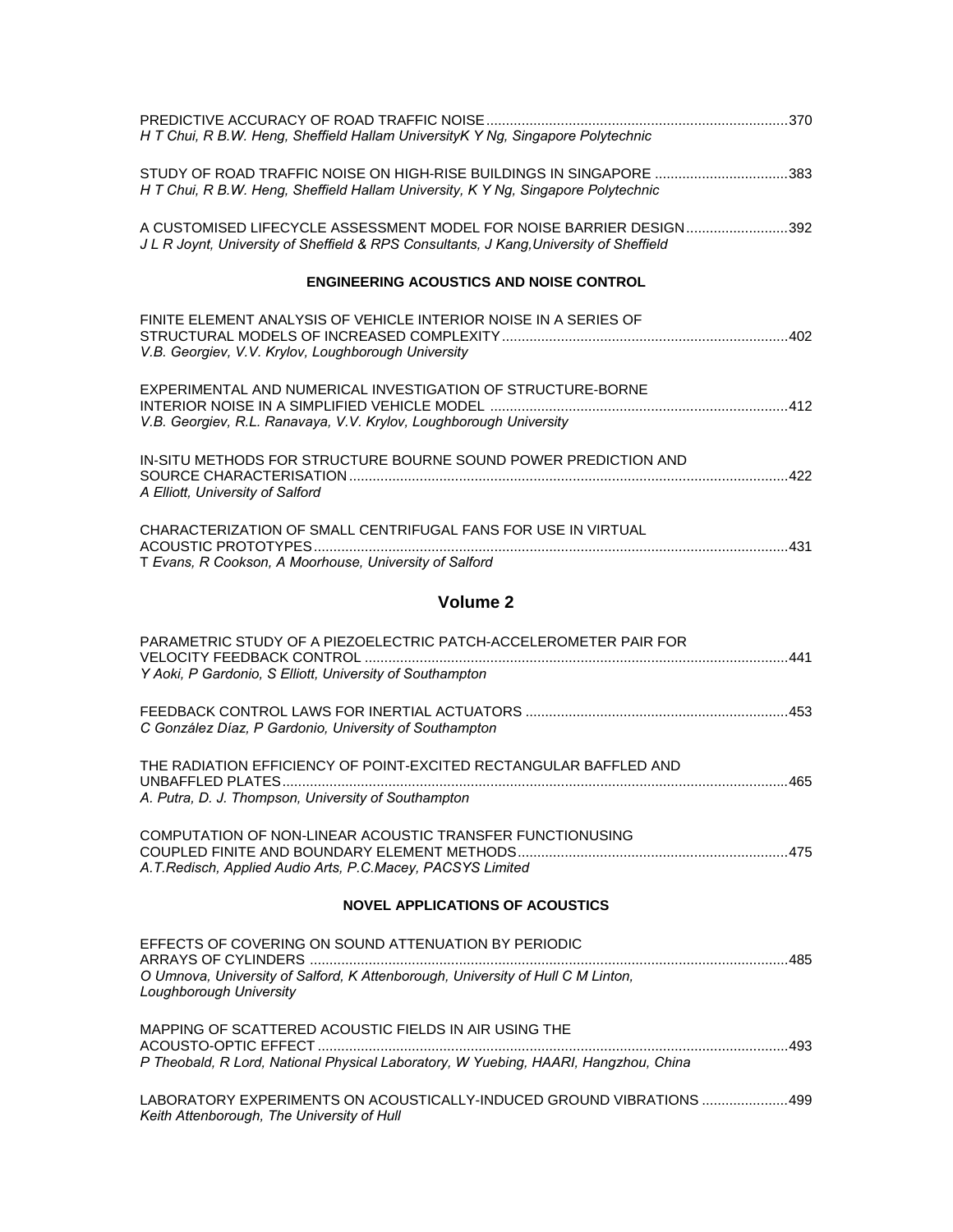PREDICTIVE ACCURACY OF ROAD TRAFFIC NOISE ............................................................................370
*H T Chui, R B.W. Heng, Sheffield Hallam UniversityK Y Ng, Singapore Polytechnic*

STUDY OF ROAD TRAFFIC NOISE ON HIGH-RISE BUILDINGS IN SINGAPORE ..................................383
*H T Chui, R B.W. Heng, Sheffield Hallam University, K Y Ng, Singapore Polytechnic*

A CUSTOMISED LIFECYCLE ASSESSMENT MODEL FOR NOISE BARRIER DESIGN ..........................392
*J L R Joynt, University of Sheffield & RPS Consultants, J Kang,University of Sheffield*

### ENGINEERING ACOUSTICS AND NOISE CONTROL

FINITE ELEMENT ANALYSIS OF VEHICLE INTERIOR NOISE IN A SERIES OF STRUCTURAL MODELS OF INCREASED COMPLEXITY ........................................................................402
*V.B. Georgiev, V.V. Krylov, Loughborough University*

EXPERIMENTAL AND NUMERICAL INVESTIGATION OF STRUCTURE-BORNE INTERIOR NOISE IN A SIMPLIFIED VEHICLE MODEL ..........................................................................412
*V.B. Georgiev, R.L. Ranavaya, V.V. Krylov, Loughborough University*

IN-SITU METHODS FOR STRUCTURE BOURNE SOUND POWER PREDICTION AND SOURCE CHARACTERISATION ...............................................................................................................422
*A Elliott, University of Salford*

CHARACTERIZATION OF SMALL CENTRIFUGAL FANS FOR USE IN VIRTUAL ACOUSTIC PROTOTYPES ........................................................................................................................431
T *Evans, R Cookson, A Moorhouse, University of Salford*

## Volume 2

PARAMETRIC STUDY OF A PIEZOELECTRIC PATCH-ACCELEROMETER PAIR FOR VELOCITY FEEDBACK CONTROL ..........................................................................................................441
*Y Aoki, P Gardonio, S Elliott, University of Southampton*

FEEDBACK CONTROL LAWS FOR INERTIAL ACTUATORS ..................................................................453
*C González Díaz, P Gardonio, University of Southampton*

THE RADIATION EFFICIENCY OF POINT-EXCITED RECTANGULAR BAFFLED AND UNBAFFLED PLATES ................................................................................................................................465
*A. Putra, D. J. Thompson, University of Southampton*

COMPUTATION OF NON-LINEAR ACOUSTIC TRANSFER FUNCTIONUSING COUPLED FINITE AND BOUNDARY ELEMENT METHODS ....................................................................475
*A.T.Redisch, Applied Audio Arts, P.C.Macey, PACSYS Limited*

### NOVEL APPLICATIONS OF ACOUSTICS

EFFECTS OF COVERING ON SOUND ATTENUATION BY PERIODIC ARRAYS OF CYLINDERS .........................................................................................................................485
*O Umnova, University of Salford, K Attenborough, University of Hull C M Linton, Loughborough University*

MAPPING OF SCATTERED ACOUSTIC FIELDS IN AIR USING THE ACOUSTO-OPTIC EFFECT ......................................................................................................................493
*P Theobald, R Lord, National Physical Laboratory, W Yuebing, HAARI, Hangzhou, China*

LABORATORY EXPERIMENTS ON ACOUSTICALLY-INDUCED GROUND VIBRATIONS ......................499
*Keith Attenborough, The University of Hull*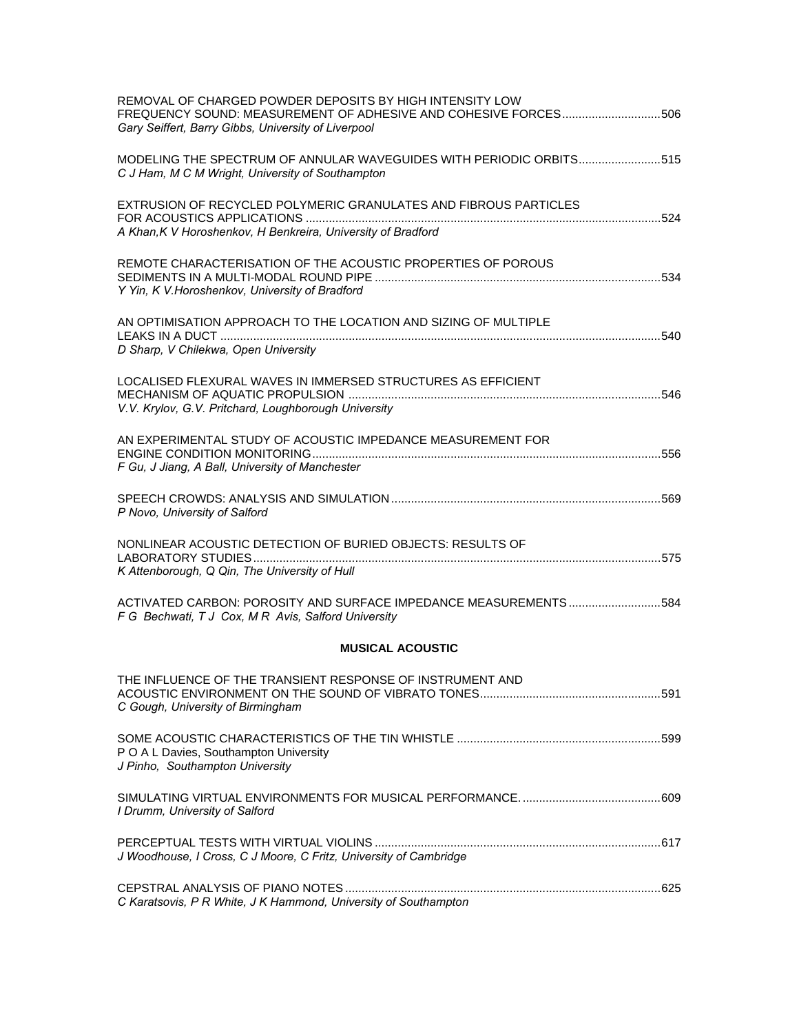REMOVAL OF CHARGED POWDER DEPOSITS BY HIGH INTENSITY LOW FREQUENCY SOUND: MEASUREMENT OF ADHESIVE AND COHESIVE FORCES .............................506
*Gary Seiffert, Barry Gibbs, University of Liverpool*

MODELING THE SPECTRUM OF ANNULAR WAVEGUIDES WITH PERIODIC ORBITS .........................515
*C J Ham, M C M Wright, University of Southampton*

EXTRUSION OF RECYCLED POLYMERIC GRANULATES AND FIBROUS PARTICLES FOR ACOUSTICS APPLICATIONS ..........................................................................................................524
*A Khan,K V Horoshenkov, H Benkreira, University of Bradford*

REMOTE CHARACTERISATION OF THE ACOUSTIC PROPERTIES OF POROUS SEDIMENTS IN A MULTI-MODAL ROUND PIPE .....................................................................................534
*Y Yin, K V.Horoshenkov, University of Bradford*

AN OPTIMISATION APPROACH TO THE LOCATION AND SIZING OF MULTIPLE LEAKS IN A DUCT ....................................................................................................................................540
*D Sharp, V Chilekwa, Open University*

LOCALISED FLEXURAL WAVES IN IMMERSED STRUCTURES AS EFFICIENT MECHANISM OF AQUATIC PROPULSION .............................................................................................546
*V.V. Krylov, G.V. Pritchard, Loughborough University*

AN EXPERIMENTAL STUDY OF ACOUSTIC IMPEDANCE MEASUREMENT FOR ENGINE CONDITION MONITORING ........................................................................................................556
*F Gu, J Jiang, A Ball, University of Manchester*

SPEECH CROWDS: ANALYSIS AND SIMULATION .................................................................................569
*P Novo, University of Salford*

NONLINEAR ACOUSTIC DETECTION OF BURIED OBJECTS: RESULTS OF LABORATORY STUDIES ..........................................................................................................................575
*K Attenborough, Q Qin, The University of Hull*

ACTIVATED CARBON: POROSITY AND SURFACE IMPEDANCE MEASUREMENTS ............................584
*F G Bechwati, T J Cox, M R Avis, Salford University*

## MUSICAL ACOUSTIC

THE INFLUENCE OF THE TRANSIENT RESPONSE OF INSTRUMENT AND ACOUSTIC ENVIRONMENT ON THE SOUND OF VIBRATO TONES......................................................591
*C Gough, University of Birmingham*

SOME ACOUSTIC CHARACTERISTICS OF THE TIN WHISTLE .............................................................599
P O A L Davies, Southampton University
*J Pinho, Southampton University*

SIMULATING VIRTUAL ENVIRONMENTS FOR MUSICAL PERFORMANCE. .........................................609
*I Drumm, University of Salford*

PERCEPTUAL TESTS WITH VIRTUAL VIOLINS ......................................................................................617
*J Woodhouse, I Cross, C J Moore, C Fritz, University of Cambridge*

CEPSTRAL ANALYSIS OF PIANO NOTES ...............................................................................................625
*C Karatsovis, P R White, J K Hammond, University of Southampton*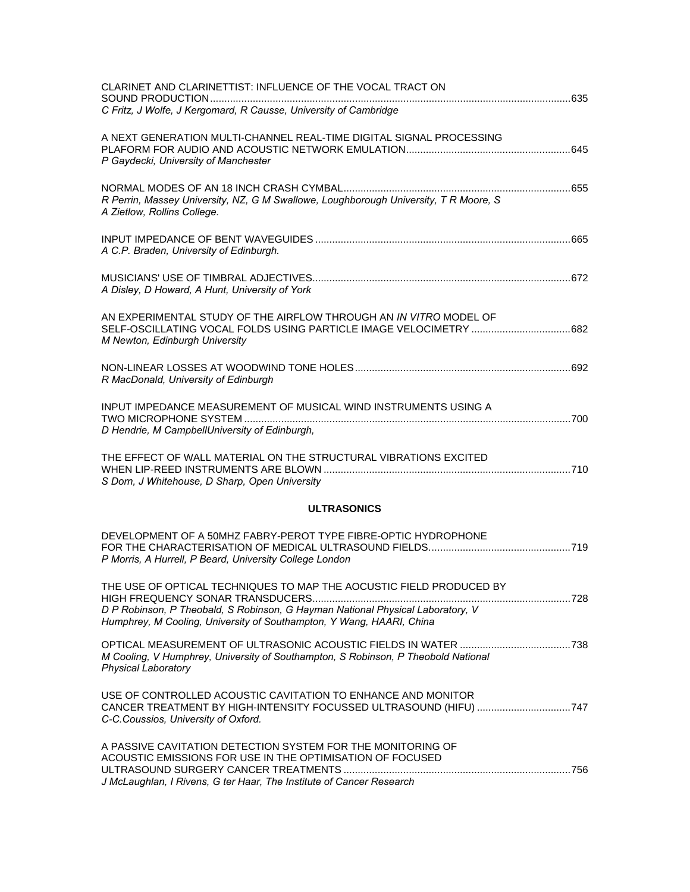CLARINET AND CLARINETTIST: INFLUENCE OF THE VOCAL TRACT ON SOUND PRODUCTION....635
*C Fritz, J Wolfe, J Kergomard, R Causse, University of Cambridge*

A NEXT GENERATION MULTI-CHANNEL REAL-TIME DIGITAL SIGNAL PROCESSING PLAFORM FOR AUDIO AND ACOUSTIC NETWORK EMULATION....645
*P Gaydecki, University of Manchester*

NORMAL MODES OF AN 18 INCH CRASH CYMBAL....655
*R Perrin, Massey University, NZ, G M Swallowe, Loughborough University, T R Moore, S A Zietlow, Rollins College.*

INPUT IMPEDANCE OF BENT WAVEGUIDES....665
*A C.P. Braden, University of Edinburgh.*

MUSICIANS' USE OF TIMBRAL ADJECTIVES....672
*A Disley, D Howard, A Hunt, University of York*

AN EXPERIMENTAL STUDY OF THE AIRFLOW THROUGH AN *IN VITRO* MODEL OF SELF-OSCILLATING VOCAL FOLDS USING PARTICLE IMAGE VELOCIMETRY....682
*M Newton, Edinburgh University*

NON-LINEAR LOSSES AT WOODWIND TONE HOLES....692
*R MacDonald, University of Edinburgh*

INPUT IMPEDANCE MEASUREMENT OF MUSICAL WIND INSTRUMENTS USING A TWO MICROPHONE SYSTEM....700
*D Hendrie, M CampbellUniversity of Edinburgh,*

THE EFFECT OF WALL MATERIAL ON THE STRUCTURAL VIBRATIONS EXCITED WHEN LIP-REED INSTRUMENTS ARE BLOWN....710
*S Dorn, J Whitehouse, D Sharp, Open University*

## ULTRASONICS

DEVELOPMENT OF A 50MHZ FABRY-PEROT TYPE FIBRE-OPTIC HYDROPHONE FOR THE CHARACTERISATION OF MEDICAL ULTRASOUND FIELDS....719
*P Morris, A Hurrell, P Beard, University College London*

THE USE OF OPTICAL TECHNIQUES TO MAP THE AOCUSTIC FIELD PRODUCED BY HIGH FREQUENCY SONAR TRANSDUCERS....728
*D P Robinson, P Theobald, S Robinson, G Hayman National Physical Laboratory, V Humphrey, M Cooling, University of Southampton, Y Wang, HAARI, China*

OPTICAL MEASUREMENT OF ULTRASONIC ACOUSTIC FIELDS IN WATER....738
*M Cooling, V Humphrey, University of Southampton, S Robinson, P Theobold National Physical Laboratory*

USE OF CONTROLLED ACOUSTIC CAVITATION TO ENHANCE AND MONITOR CANCER TREATMENT BY HIGH-INTENSITY FOCUSSED ULTRASOUND (HIFU)....747
*C-C.Coussios, University of Oxford.*

A PASSIVE CAVITATION DETECTION SYSTEM FOR THE MONITORING OF ACOUSTIC EMISSIONS FOR USE IN THE OPTIMISATION OF FOCUSED ULTRASOUND SURGERY CANCER TREATMENTS....756
*J McLaughlan, I Rivens, G ter Haar, The Institute of Cancer Research*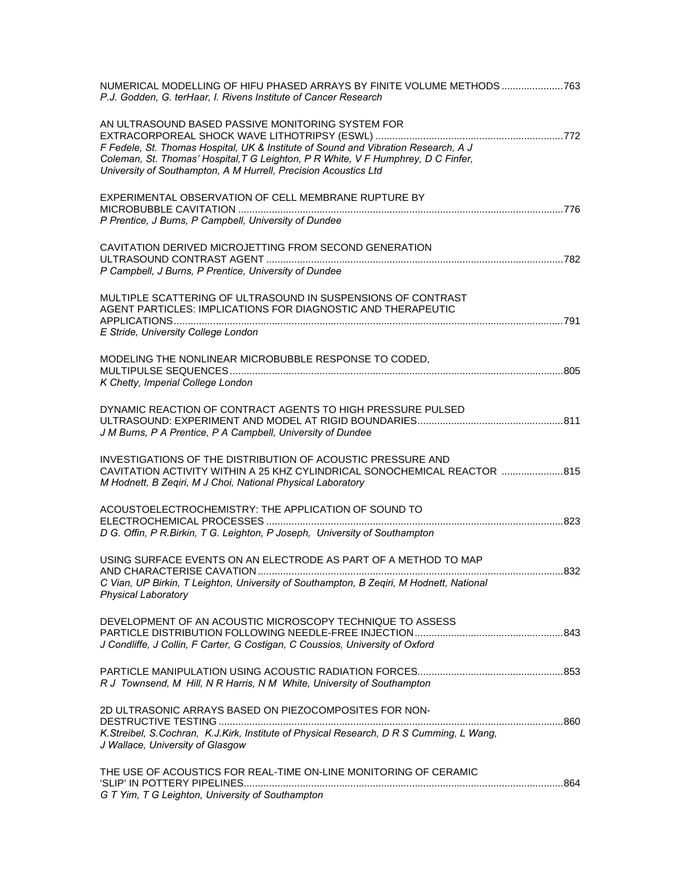NUMERICAL MODELLING OF HIFU PHASED ARRAYS BY FINITE VOLUME METHODS ......................763
*P.J. Godden, G. terHaar, I. Rivens Institute of Cancer Research*

AN ULTRASOUND BASED PASSIVE MONITORING SYSTEM FOR EXTRACORPOREAL SHOCK WAVE LITHOTRIPSY (ESWL) ....................................................................772
*F Fedele, St. Thomas Hospital, UK & Institute of Sound and Vibration Research, A J Coleman, St. Thomas' Hospital,T G Leighton, P R White, V F Humphrey, D C Finfer, University of Southampton, A M Hurrell, Precision Acoustics Ltd*

EXPERIMENTAL OBSERVATION OF CELL MEMBRANE RUPTURE BY MICROBUBBLE CAVITATION ....................................................................................................................776
*P Prentice, J Burns, P Campbell, University of Dundee*

CAVITATION DERIVED MICROJETTING FROM SECOND GENERATION ULTRASOUND CONTRAST AGENT ..........................................................................................................782
*P Campbell, J Burns, P Prentice, University of Dundee*

MULTIPLE SCATTERING OF ULTRASOUND IN SUSPENSIONS OF CONTRAST AGENT PARTICLES: IMPLICATIONS FOR DIAGNOSTIC AND THERAPEUTIC APPLICATIONS...........................................................................................................................................791
*E Stride, University College London*

MODELING THE NONLINEAR MICROBUBBLE RESPONSE TO CODED, MULTIPULSE SEQUENCES.......................................................................................................................805
*K Chetty, Imperial College London*

DYNAMIC REACTION OF CONTRACT AGENTS TO HIGH PRESSURE PULSED ULTRASOUND: EXPERIMENT AND MODEL AT RIGID BOUNDARIES....................................................811
*J M Burns, P A Prentice, P A Campbell, University of Dundee*

INVESTIGATIONS OF THE DISTRIBUTION OF ACOUSTIC PRESSURE AND CAVITATION ACTIVITY WITHIN A 25 KHZ CYLINDRICAL SONOCHEMICAL REACTOR ......................815
*M Hodnett, B Zeqiri, M J Choi, National Physical Laboratory*

ACOUSTOELECTROCHEMISTRY: THE APPLICATION OF SOUND TO ELECTROCHEMICAL PROCESSES ..........................................................................................................823
*D G. Offin, P R.Birkin, T G. Leighton, P Joseph, University of Southampton*

USING SURFACE EVENTS ON AN ELECTRODE AS PART OF A METHOD TO MAP AND CHARACTERISE CAVATION.............................................................................................................832
*C Vian, UP Birkin, T Leighton, University of Southampton, B Zeqiri, M Hodnett, National Physical Laboratory*

DEVELOPMENT OF AN ACOUSTIC MICROSCOPY TECHNIQUE TO ASSESS PARTICLE DISTRIBUTION FOLLOWING NEEDLE-FREE INJECTION.....................................................843
*J Condliffe, J Collin, F Carter, G Costigan, C Coussios, University of Oxford*

PARTICLE MANIPULATION USING ACOUSTIC RADIATION FORCES....................................................853
*R J Townsend, M Hill, N R Harris, N M White, University of Southampton*

2D ULTRASONIC ARRAYS BASED ON PIEZOCOMPOSITES FOR NON-DESTRUCTIVE TESTING ...........................................................................................................................860
*K.Streibel, S.Cochran, K.J.Kirk, Institute of Physical Research, D R S Cumming, L Wang, J Wallace, University of Glasgow*

THE USE OF ACOUSTICS FOR REAL-TIME ON-LINE MONITORING OF CERAMIC 'SLIP' IN POTTERY PIPELINES..................................................................................................................864
*G T Yim, T G Leighton, University of Southampton*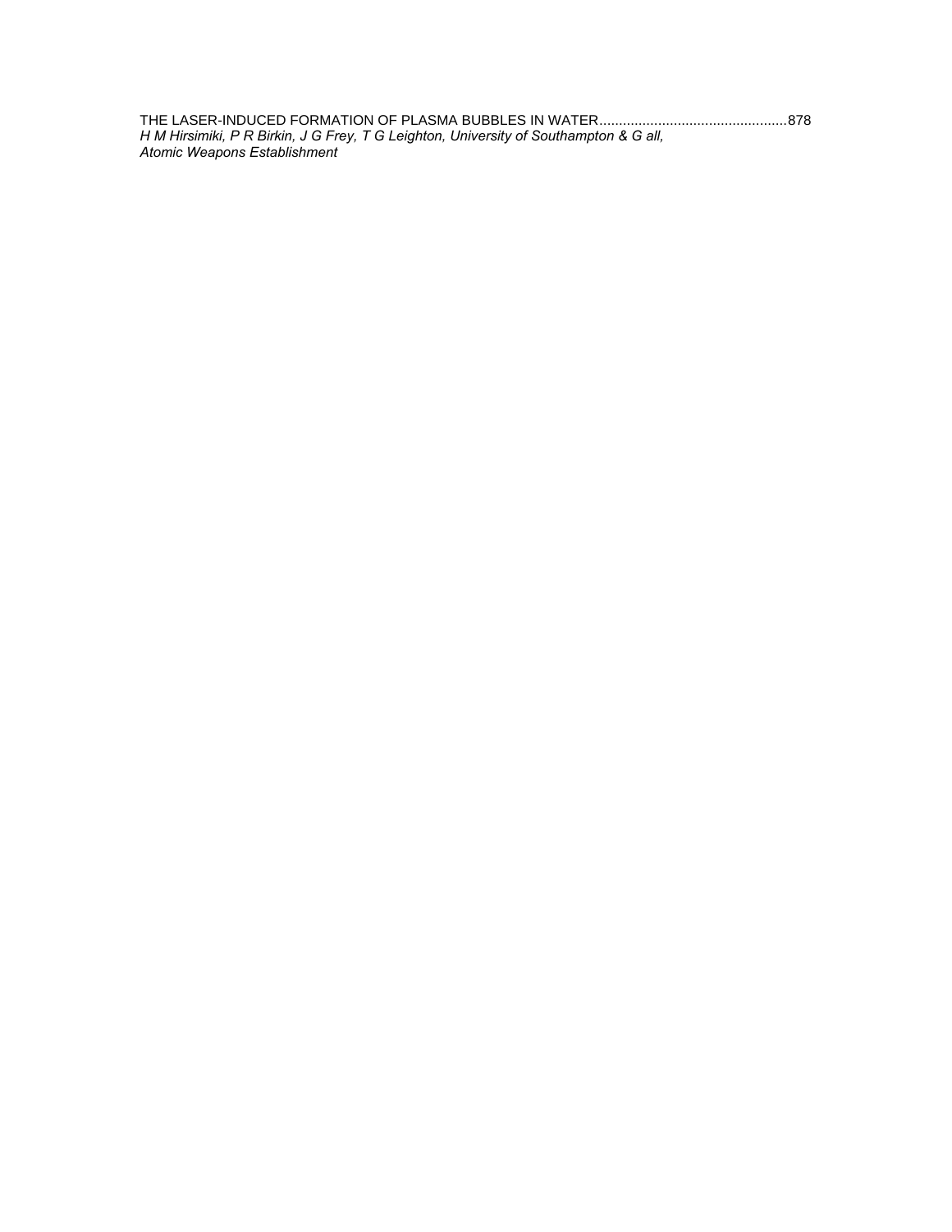THE LASER-INDUCED FORMATION OF PLASMA BUBBLES IN WATER................................................878
*H M Hirsimiki, P R Birkin, J G Frey, T G Leighton, University of Southampton & G all, Atomic Weapons Establishment*